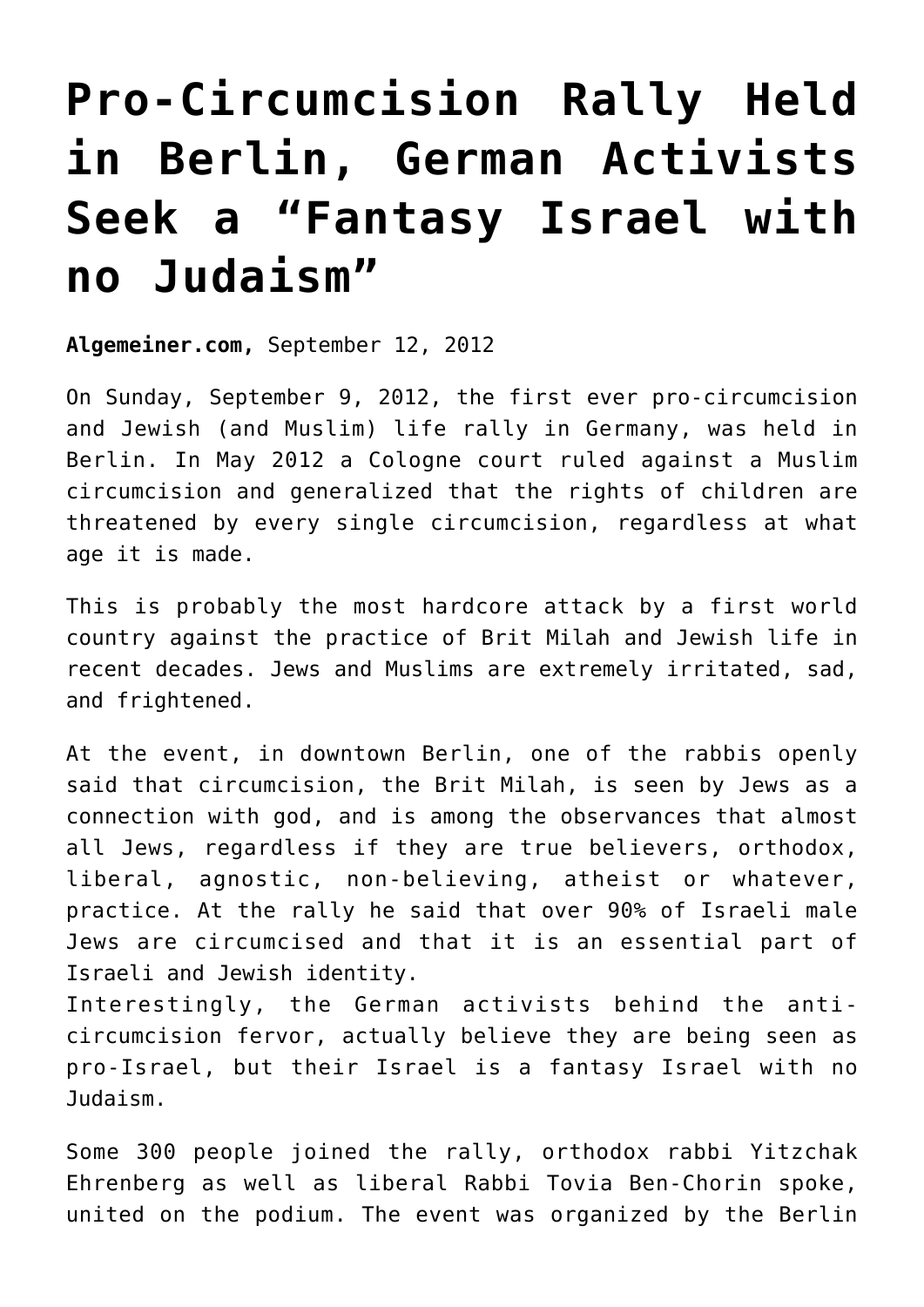# Pro-Circumcision Rally Held in Berlin, German Activists Seek a "Fantasy Israel with no Judaism"

**Algemeiner.com,** September 12, 2012

On Sunday, September 9, 2012, the first ever pro-circumcision and Jewish (and Muslim) life rally in Germany, was held in Berlin. In May 2012 a Cologne court ruled against a Muslim circumcision and generalized that the rights of children are threatened by every single circumcision, regardless at what age it is made.

This is probably the most hardcore attack by a first world country against the practice of Brit Milah and Jewish life in recent decades. Jews and Muslims are extremely irritated, sad, and frightened.

At the event, in downtown Berlin, one of the rabbis openly said that circumcision, the Brit Milah, is seen by Jews as a connection with god, and is among the observances that almost all Jews, regardless if they are true believers, orthodox, liberal, agnostic, non-believing, atheist or whatever, practice. At the rally he said that over 90% of Israeli male Jews are circumcised and that it is an essential part of Israeli and Jewish identity.
Interestingly, the German activists behind the anti-circumcision fervor, actually believe they are being seen as pro-Israel, but their Israel is a fantasy Israel with no Judaism.

Some 300 people joined the rally, orthodox rabbi Yitzchak Ehrenberg as well as liberal Rabbi Tovia Ben-Chorin spoke, united on the podium. The event was organized by the Berlin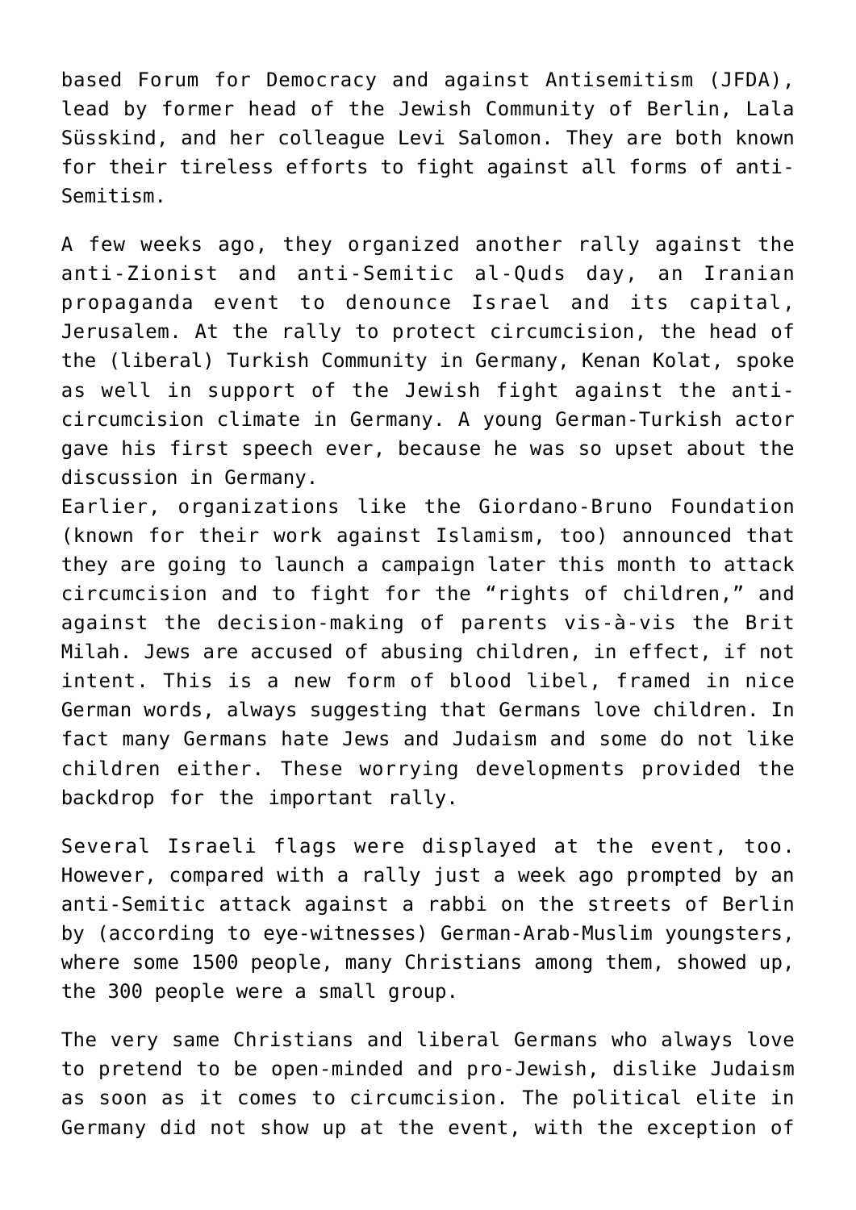based Forum for Democracy and against Antisemitism (JFDA), lead by former head of the Jewish Community of Berlin, Lala Süsskind, and her colleague Levi Salomon. They are both known for their tireless efforts to fight against all forms of anti-Semitism.

A few weeks ago, they organized another rally against the anti-Zionist and anti-Semitic al-Quds day, an Iranian propaganda event to denounce Israel and its capital, Jerusalem. At the rally to protect circumcision, the head of the (liberal) Turkish Community in Germany, Kenan Kolat, spoke as well in support of the Jewish fight against the anti-circumcision climate in Germany. A young German-Turkish actor gave his first speech ever, because he was so upset about the discussion in Germany.
Earlier, organizations like the Giordano-Bruno Foundation (known for their work against Islamism, too) announced that they are going to launch a campaign later this month to attack circumcision and to fight for the "rights of children," and against the decision-making of parents vis-à-vis the Brit Milah. Jews are accused of abusing children, in effect, if not intent. This is a new form of blood libel, framed in nice German words, always suggesting that Germans love children. In fact many Germans hate Jews and Judaism and some do not like children either. These worrying developments provided the backdrop for the important rally.

Several Israeli flags were displayed at the event, too. However, compared with a rally just a week ago prompted by an anti-Semitic attack against a rabbi on the streets of Berlin by (according to eye-witnesses) German-Arab-Muslim youngsters, where some 1500 people, many Christians among them, showed up, the 300 people were a small group.

The very same Christians and liberal Germans who always love to pretend to be open-minded and pro-Jewish, dislike Judaism as soon as it comes to circumcision. The political elite in Germany did not show up at the event, with the exception of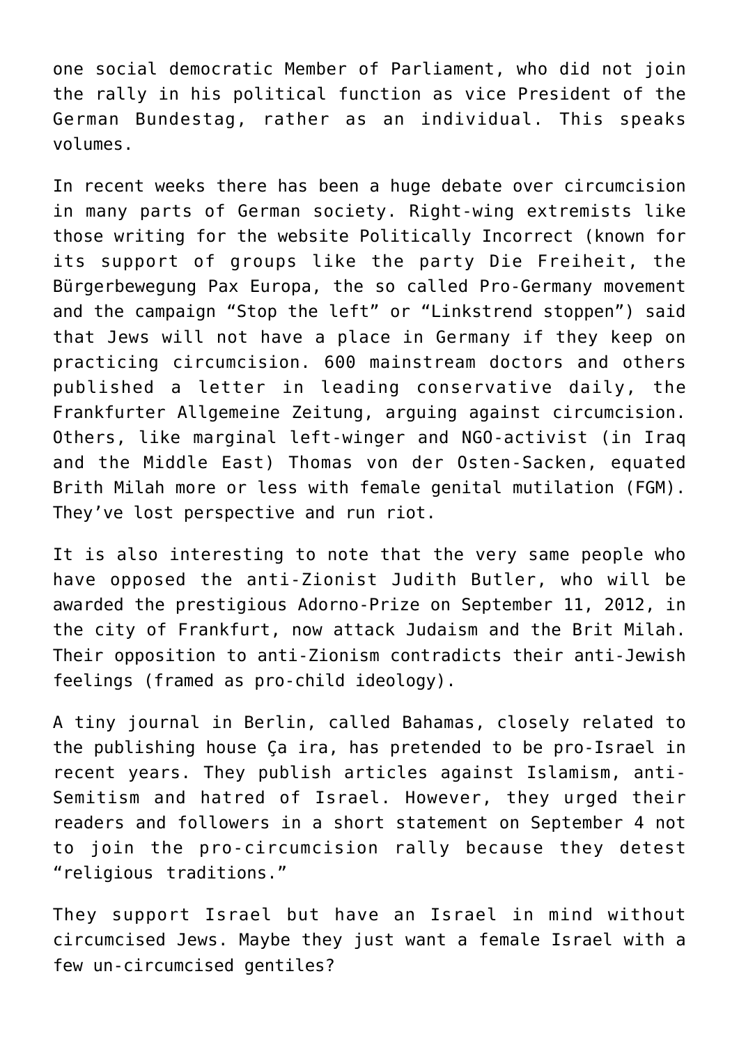one social democratic Member of Parliament, who did not join the rally in his political function as vice President of the German Bundestag, rather as an individual. This speaks volumes.

In recent weeks there has been a huge debate over circumcision in many parts of German society. Right-wing extremists like those writing for the website Politically Incorrect (known for its support of groups like the party Die Freiheit, the Bürgerbewegung Pax Europa, the so called Pro-Germany movement and the campaign "Stop the left" or "Linkstrend stoppen") said that Jews will not have a place in Germany if they keep on practicing circumcision. 600 mainstream doctors and others published a letter in leading conservative daily, the Frankfurter Allgemeine Zeitung, arguing against circumcision. Others, like marginal left-winger and NGO-activist (in Iraq and the Middle East) Thomas von der Osten-Sacken, equated Brith Milah more or less with female genital mutilation (FGM). They've lost perspective and run riot.

It is also interesting to note that the very same people who have opposed the anti-Zionist Judith Butler, who will be awarded the prestigious Adorno-Prize on September 11, 2012, in the city of Frankfurt, now attack Judaism and the Brit Milah. Their opposition to anti-Zionism contradicts their anti-Jewish feelings (framed as pro-child ideology).

A tiny journal in Berlin, called Bahamas, closely related to the publishing house Ça ira, has pretended to be pro-Israel in recent years. They publish articles against Islamism, anti-Semitism and hatred of Israel. However, they urged their readers and followers in a short statement on September 4 not to join the pro-circumcision rally because they detest "religious traditions."

They support Israel but have an Israel in mind without circumcised Jews. Maybe they just want a female Israel with a few un-circumcised gentiles?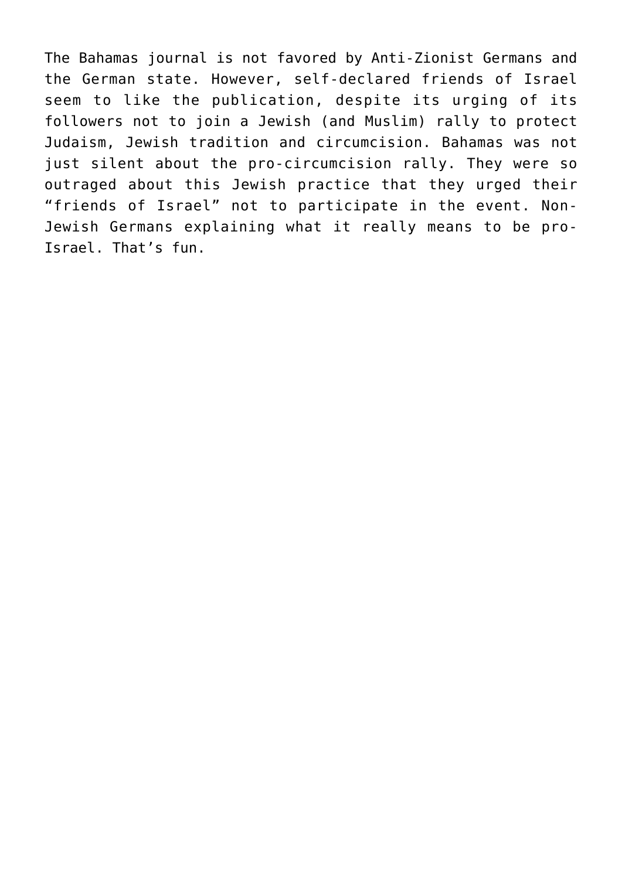The Bahamas journal is not favored by Anti-Zionist Germans and the German state. However, self-declared friends of Israel seem to like the publication, despite its urging of its followers not to join a Jewish (and Muslim) rally to protect Judaism, Jewish tradition and circumcision. Bahamas was not just silent about the pro-circumcision rally. They were so outraged about this Jewish practice that they urged their "friends of Israel" not to participate in the event. Non-Jewish Germans explaining what it really means to be pro-Israel. That's fun.